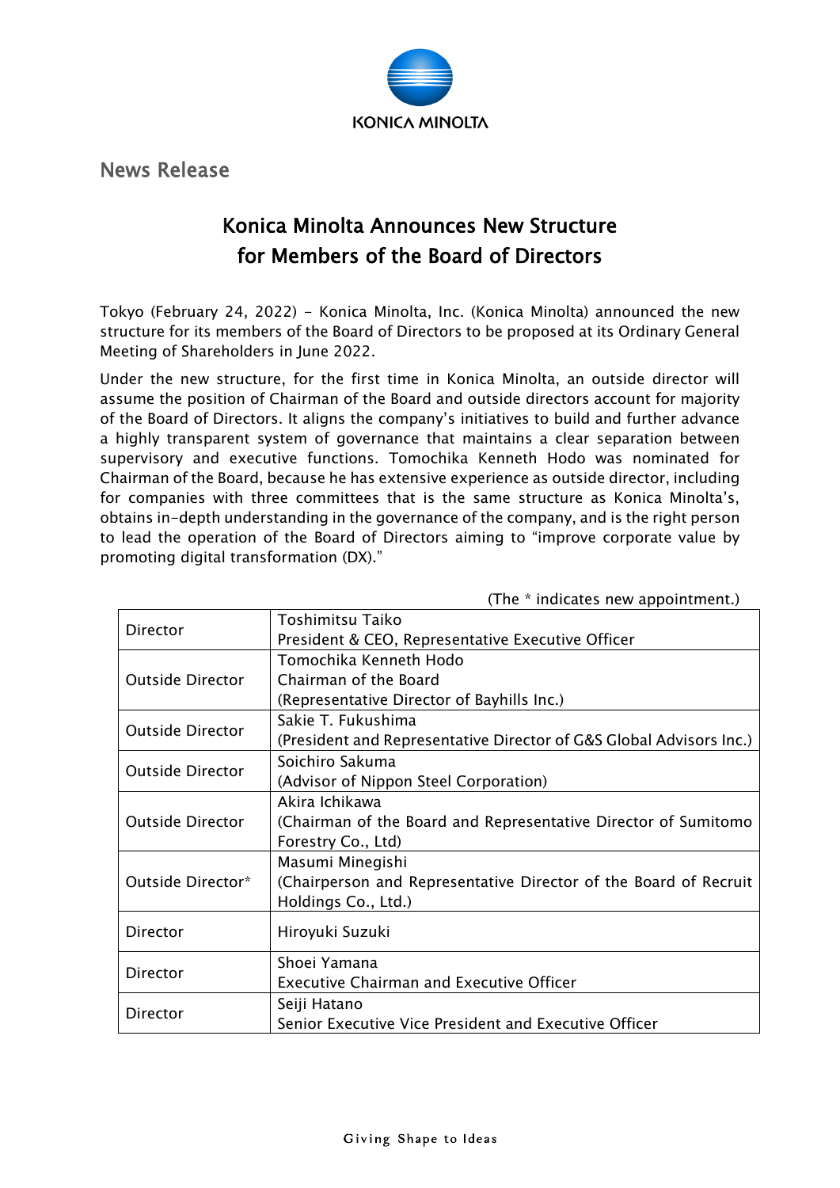News Release

# Konica Minolta Announces New Structure for Members of the Board of Directors

Tokyo (February 24, 2022) - Konica Minolta, Inc. (Konica Minolta) announced the new structure for its members of the Board of Directors to be proposed at its Ordinary General Meeting of Shareholders in June 2022.

Under the new structure, for the first time in Konica Minolta, an outside director will assume the position of Chairman of the Board and outside directors account for majority of the Board of Directors. It aligns the company's initiatives to build and further advance a highly transparent system of governance that maintains a clear separation between supervisory and executive functions. Tomochika Kenneth Hodo was nominated for Chairman of the Board, because he has extensive experience as outside director, including for companies with three committees that is the same structure as Konica Minolta's, obtains in-depth understanding in the governance of the company, and is the right person to lead the operation of the Board of Directors aiming to "improve corporate value by promoting digital transformation (DX)."

(The * indicates new appointment.)

| | |
|---|---|
| Director | Toshimitsu Taiko<br>President & CEO, Representative Executive Officer |
| Outside Director | Tomochika Kenneth Hodo<br>Chairman of the Board<br>(Representative Director of Bayhills Inc.) |
| Outside Director | Sakie T. Fukushima<br>(President and Representative Director of G&S Global Advisors Inc.) |
| Outside Director | Soichiro Sakuma<br>(Advisor of Nippon Steel Corporation) |
| Outside Director | Akira Ichikawa<br>(Chairman of the Board and Representative Director of Sumitomo Forestry Co., Ltd) |
| Outside Director* | Masumi Minegishi<br>(Chairperson and Representative Director of the Board of Recruit Holdings Co., Ltd.) |
| Director | Hiroyuki Suzuki |
| Director | Shoei Yamana<br>Executive Chairman and Executive Officer |
| Director | Seiji Hatano<br>Senior Executive Vice President and Executive Officer |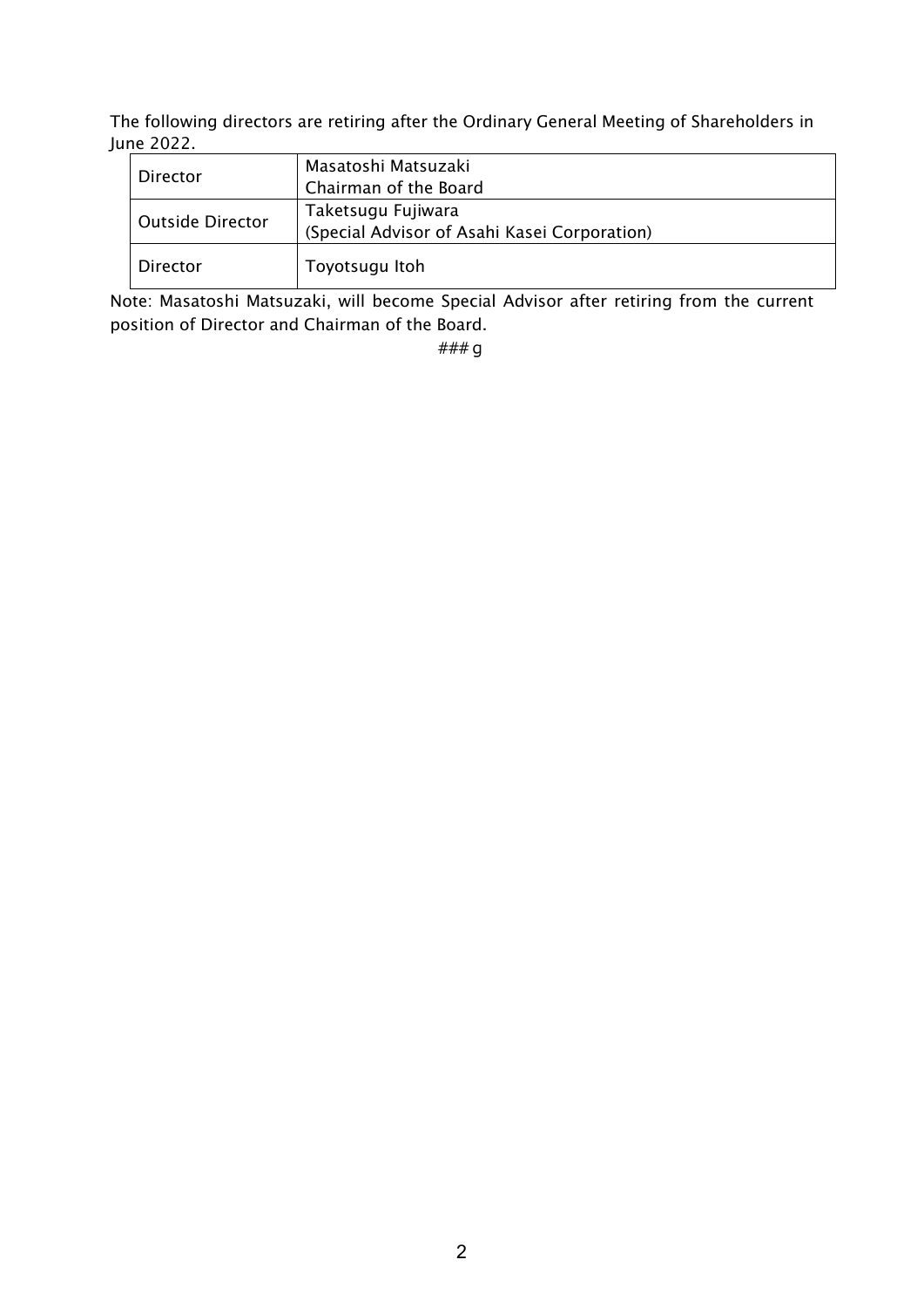The following directors are retiring after the Ordinary General Meeting of Shareholders in June 2022.

| | |
|---|---|
| Director | Masatoshi Matsuzaki<br>Chairman of the Board |
| Outside Director | Taketsugu Fujiwara<br>(Special Advisor of Asahi Kasei Corporation) |
| Director | Toyotsugu Itoh |

Note: Masatoshi Matsuzaki, will become Special Advisor after retiring from the current position of Director and Chairman of the Board.

###g